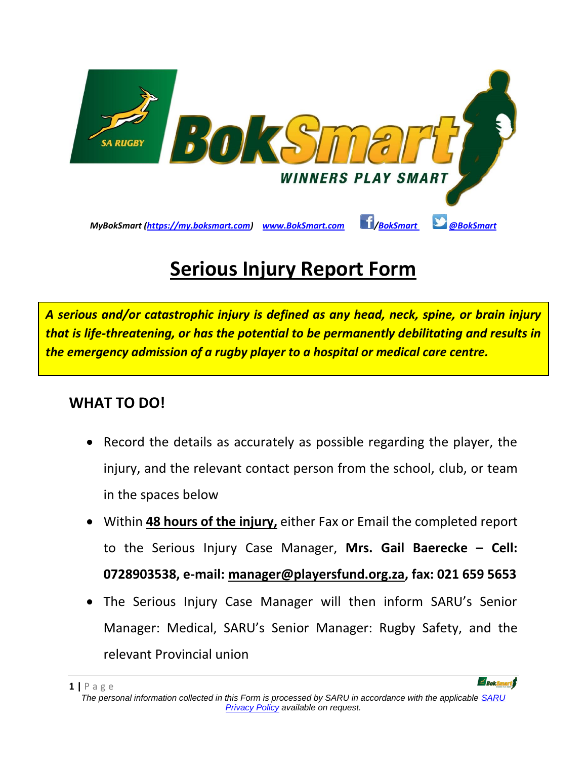*MyBokSmart (https://my.boksmart.com)* *www.BokSmart.com* */BokSmart* *@BokSmart*

# Serious Injury Report Form

***A serious and/or catastrophic injury is defined as any head, neck, spine, or brain injury that is life-threatening, or has the potential to be permanently debilitating and results in the emergency admission of a rugby player to a hospital or medical care centre.***

## WHAT TO DO!

- Record the details as accurately as possible regarding the player, the injury, and the relevant contact person from the school, club, or team in the spaces below
- Within **48 hours of the injury,** either Fax or Email the completed report to the Serious Injury Case Manager, **Mrs. Gail Baerecke – Cell: 0728903538, e-mail: manager@playersfund.org.za, fax: 021 659 5653**
- The Serious Injury Case Manager will then inform SARU's Senior Manager: Medical, SARU's Senior Manager: Rugby Safety, and the relevant Provincial union

*The personal information collected in this Form is processed by SARU in accordance with the applicable SARU Privacy Policy available on request.*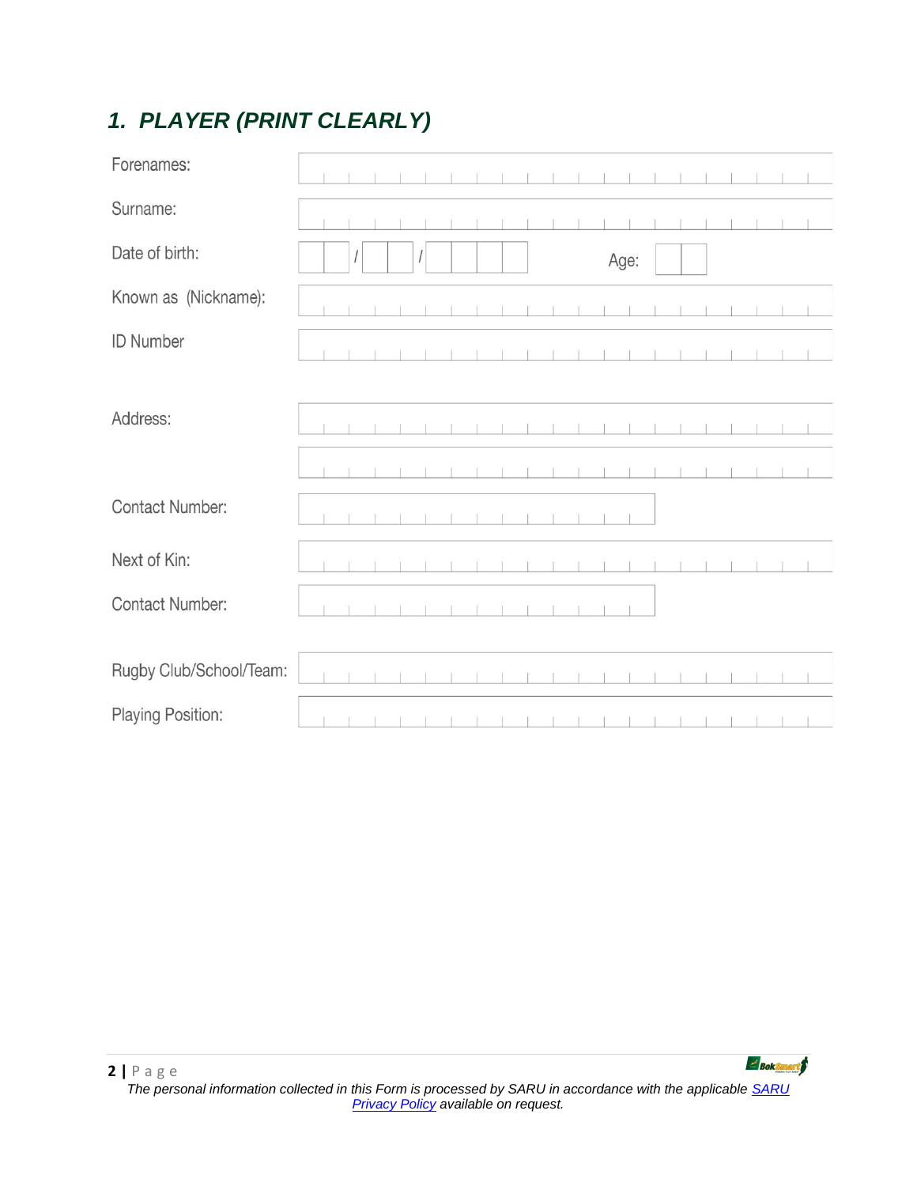## *1. PLAYER (PRINT CLEARLY)*

Forenames:

Surname:

Date of birth: &nbsp;&nbsp;&nbsp; / &nbsp;&nbsp;&nbsp; / &nbsp;&nbsp;&nbsp;&nbsp;&nbsp;&nbsp;&nbsp;&nbsp; Age:

Known as (Nickname):

ID Number

Address:

Contact Number:

Next of Kin:

Contact Number:

Rugby Club/School/Team:

Playing Position:

*The personal information collected in this Form is processed by SARU in accordance with the applicable SARU Privacy Policy available on request.*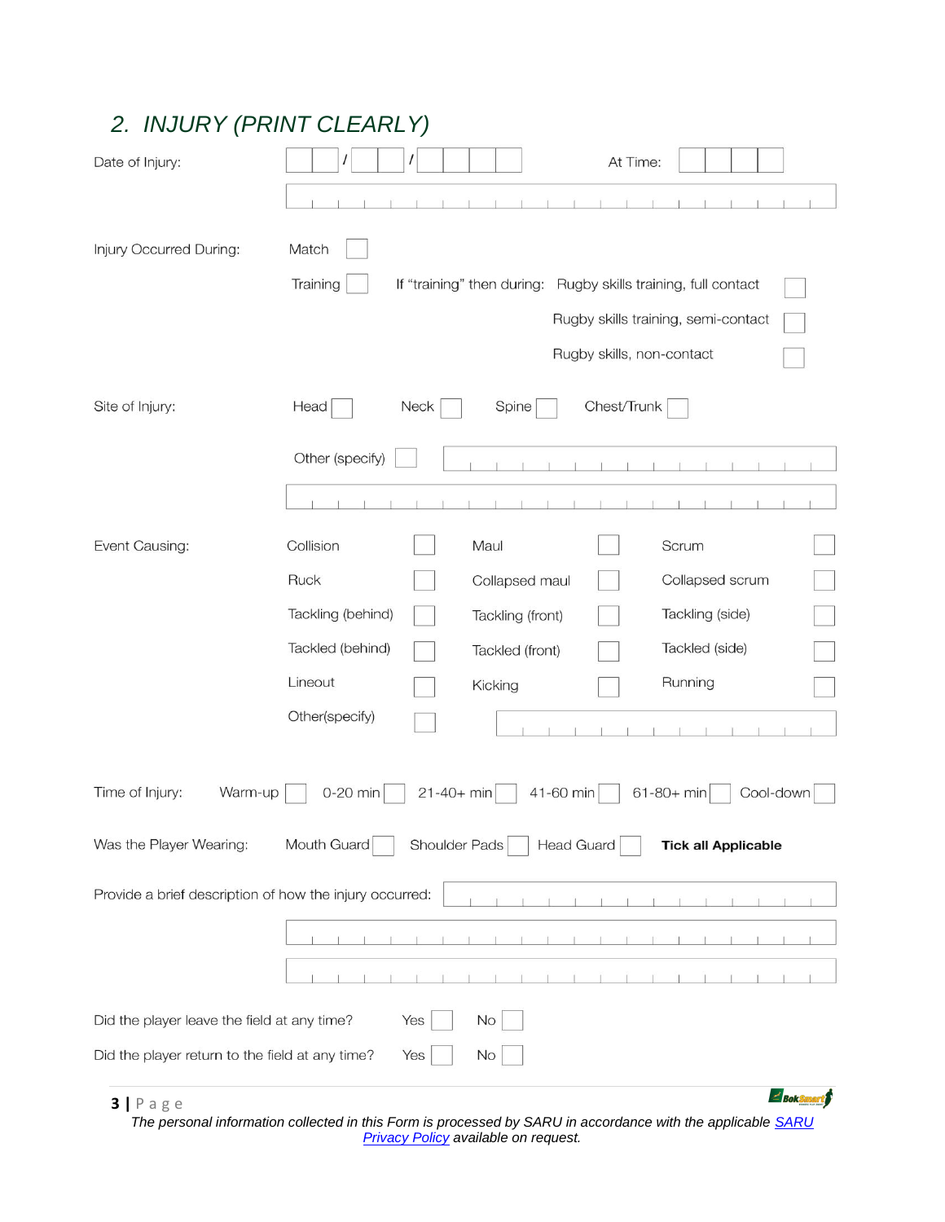## 2. INJURY (PRINT CLEARLY)

Date of Injury: ☐☐ / ☐☐ / ☐☐☐☐ At Time: ☐☐☐☐

Injury Occurred During: Match ☐

Training ☐ If "training" then during: Rugby skills training, full contact ☐

Rugby skills training, semi-contact ☐

Rugby skills, non-contact ☐

Site of Injury: Head ☐ Neck ☐ Spine ☐ Chest/Trunk ☐

Other (specify) ☐

Event Causing:

| | | | | | |
|---|---|---|---|---|---|
| Collision | ☐ | Maul | ☐ | Scrum | ☐ |
| Ruck | ☐ | Collapsed maul | ☐ | Collapsed scrum | ☐ |
| Tackling (behind) | ☐ | Tackling (front) | ☐ | Tackling (side) | ☐ |
| Tackled (behind) | ☐ | Tackled (front) | ☐ | Tackled (side) | ☐ |
| Lineout | ☐ | Kicking | ☐ | Running | ☐ |
| Other(specify) | ☐ | | | | |

Time of Injury: Warm-up ☐ 0-20 min ☐ 21-40+ min ☐ 41-60 min ☐ 61-80+ min ☐ Cool-down ☐

Was the Player Wearing: Mouth Guard ☐ Shoulder Pads ☐ Head Guard ☐ **Tick all Applicable**

Provide a brief description of how the injury occurred:

Did the player leave the field at any time? Yes ☐ No ☐

Did the player return to the field at any time? Yes ☐ No ☐

*The personal information collected in this Form is processed by SARU in accordance with the applicable SARU Privacy Policy available on request.*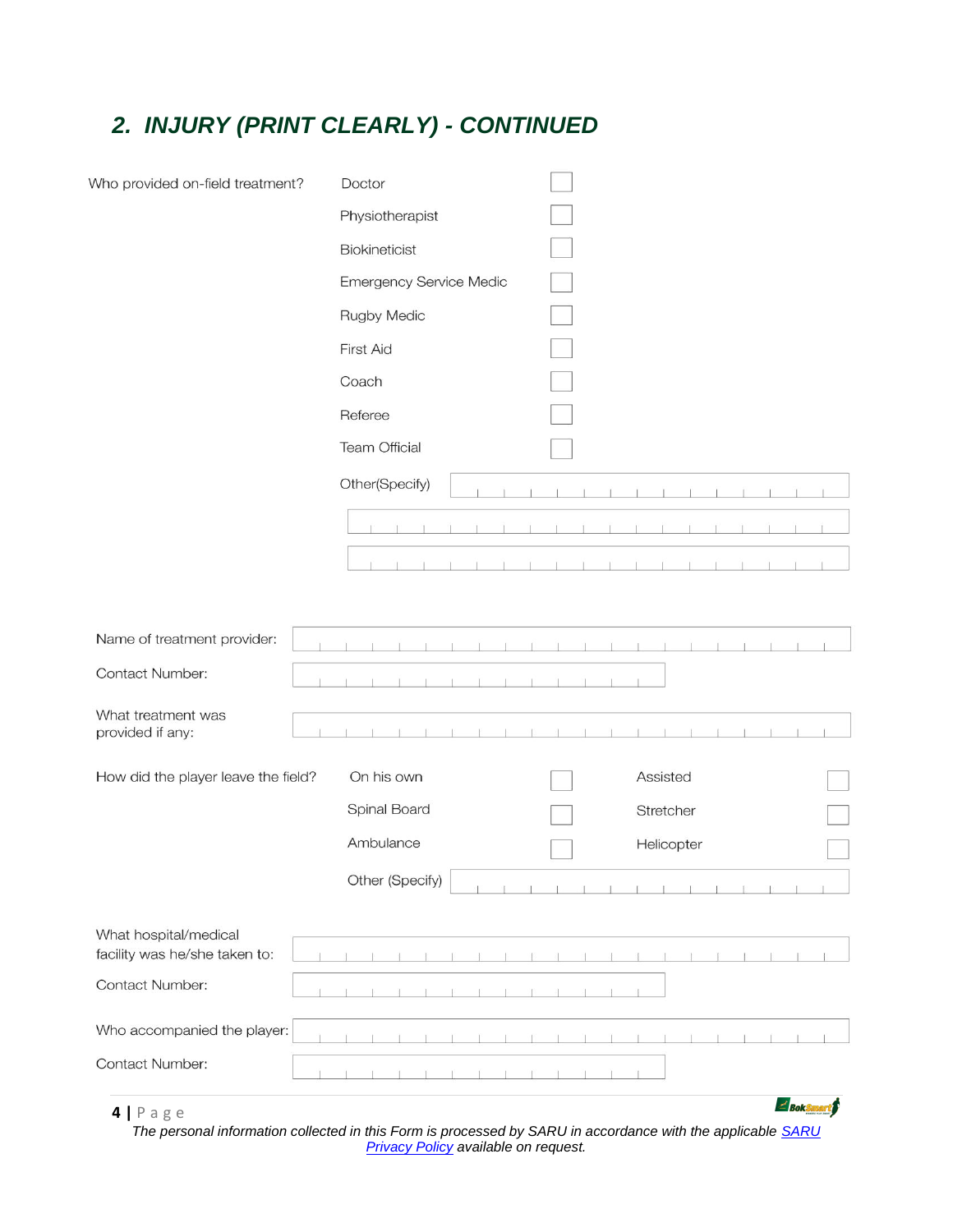## 2. *INJURY (PRINT CLEARLY) - CONTINUED*

Who provided on-field treatment?

- Doctor ☐
- Physiotherapist ☐
- Biokineticist ☐
- Emergency Service Medic ☐
- Rugby Medic ☐
- First Aid ☐
- Coach ☐
- Referee ☐
- Team Official ☐
- Other(Specify) ____________________

____________________

____________________

Name of treatment provider: ____________________

Contact Number: ____________________

What treatment was provided if any: ____________________

How did the player leave the field?

| | | | |
|---|---|---|---|
| On his own | ☐ | Assisted | ☐ |
| Spinal Board | ☐ | Stretcher | ☐ |
| Ambulance | ☐ | Helicopter | ☐ |

Other (Specify) ____________________

What hospital/medical facility was he/she taken to: ____________________

Contact Number: ____________________

Who accompanied the player: ____________________

Contact Number: ____________________

*The personal information collected in this Form is processed by SARU in accordance with the applicable SARU Privacy Policy available on request.*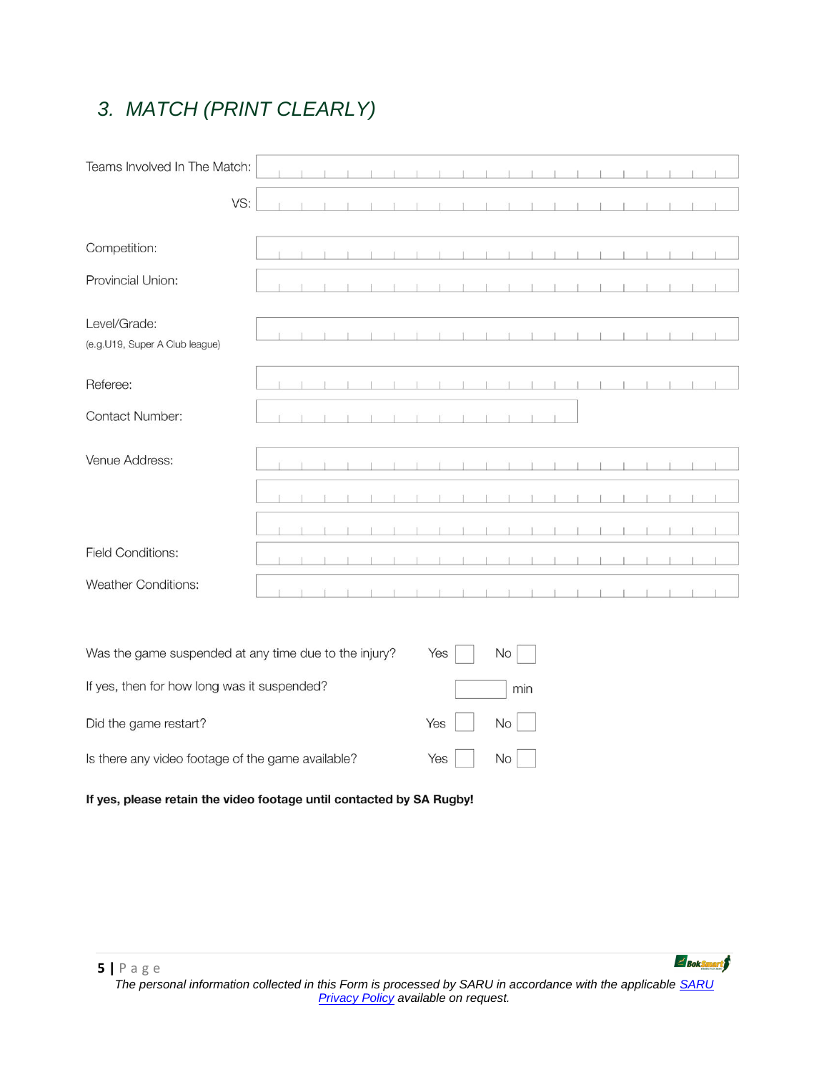## 3. MATCH (PRINT CLEARLY)

Teams Involved In The Match: ______________________

VS: ______________________

Competition: ______________________

Provincial Union: ______________________

Level/Grade:
(e.g.U19, Super A Club league) ______________________

Referee: ______________________

Contact Number: ______________________

Venue Address: ______________________

______________________

______________________

Field Conditions: ______________________

Weather Conditions: ______________________

Was the game suspended at any time due to the injury? Yes ☐ No ☐

If yes, then for how long was it suspended? ______ min

Did the game restart? Yes ☐ No ☐

Is there any video footage of the game available? Yes ☐ No ☐

**If yes, please retain the video footage until contacted by SA Rugby!**

*The personal information collected in this Form is processed by SARU in accordance with the applicable SARU Privacy Policy available on request.*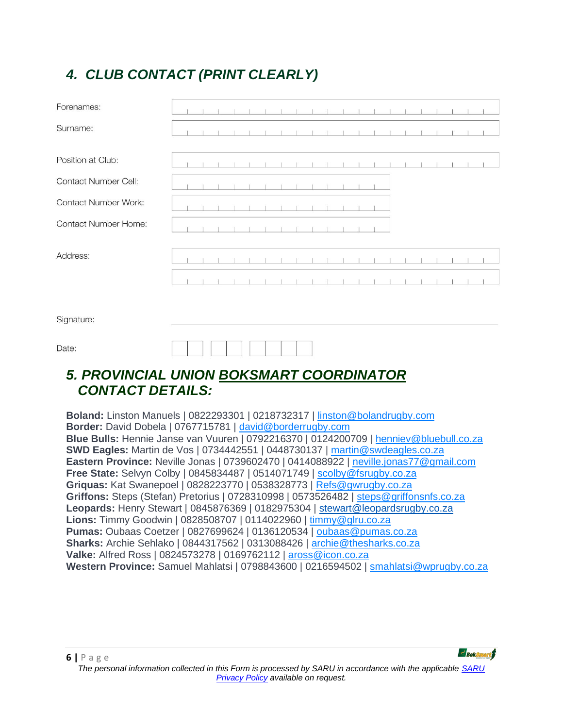## *4. CLUB CONTACT (PRINT CLEARLY)*

Forenames:

Surname:

Position at Club:

Contact Number Cell:

Contact Number Work:

Contact Number Home:

Address:

Signature:

Date:

## *5. PROVINCIAL UNION BOKSMART COORDINATOR CONTACT DETAILS:*

**Boland:** Linston Manuels | 0822293301 | 0218732317 | linston@bolandrugby.com
**Border:** David Dobela | 0767715781 | david@borderrugby.com
**Blue Bulls:** Hennie Janse van Vuuren | 0792216370 | 0124200709 | henniev@bluebull.co.za
**SWD Eagles:** Martin de Vos | 0734442551 | 0448730137 | martin@swdeagles.co.za
**Eastern Province:** Neville Jonas | 0739602470 | 0414088922 | neville.jonas77@gmail.com
**Free State:** Selvyn Colby | 0845834487 | 0514071749 | scolby@fsrugby.co.za
**Griquas:** Kat Swanepoel | 0828223770 | 0538328773 | Refs@gwrugby.co.za
**Griffons:** Steps (Stefan) Pretorius | 0728310998 | 0573526482 | steps@griffonsnfs.co.za
**Leopards:** Henry Stewart | 0845876369 | 0182975304 | stewart@leopardsrugby.co.za
**Lions:** Timmy Goodwin | 0828508707 | 0114022960 | timmy@glru.co.za
**Pumas:** Oubaas Coetzer | 0827699624 | 0136120534 | oubaas@pumas.co.za
**Sharks:** Archie Sehlako | 0844317562 | 0313088426 | archie@thesharks.co.za
**Valke:** Alfred Ross | 0824573278 | 0169762112 | aross@icon.co.za
**Western Province:** Samuel Mahlatsi | 0798843600 | 0216594502 | smahlatsi@wprugby.co.za

*The personal information collected in this Form is processed by SARU in accordance with the applicable SARU Privacy Policy available on request.*